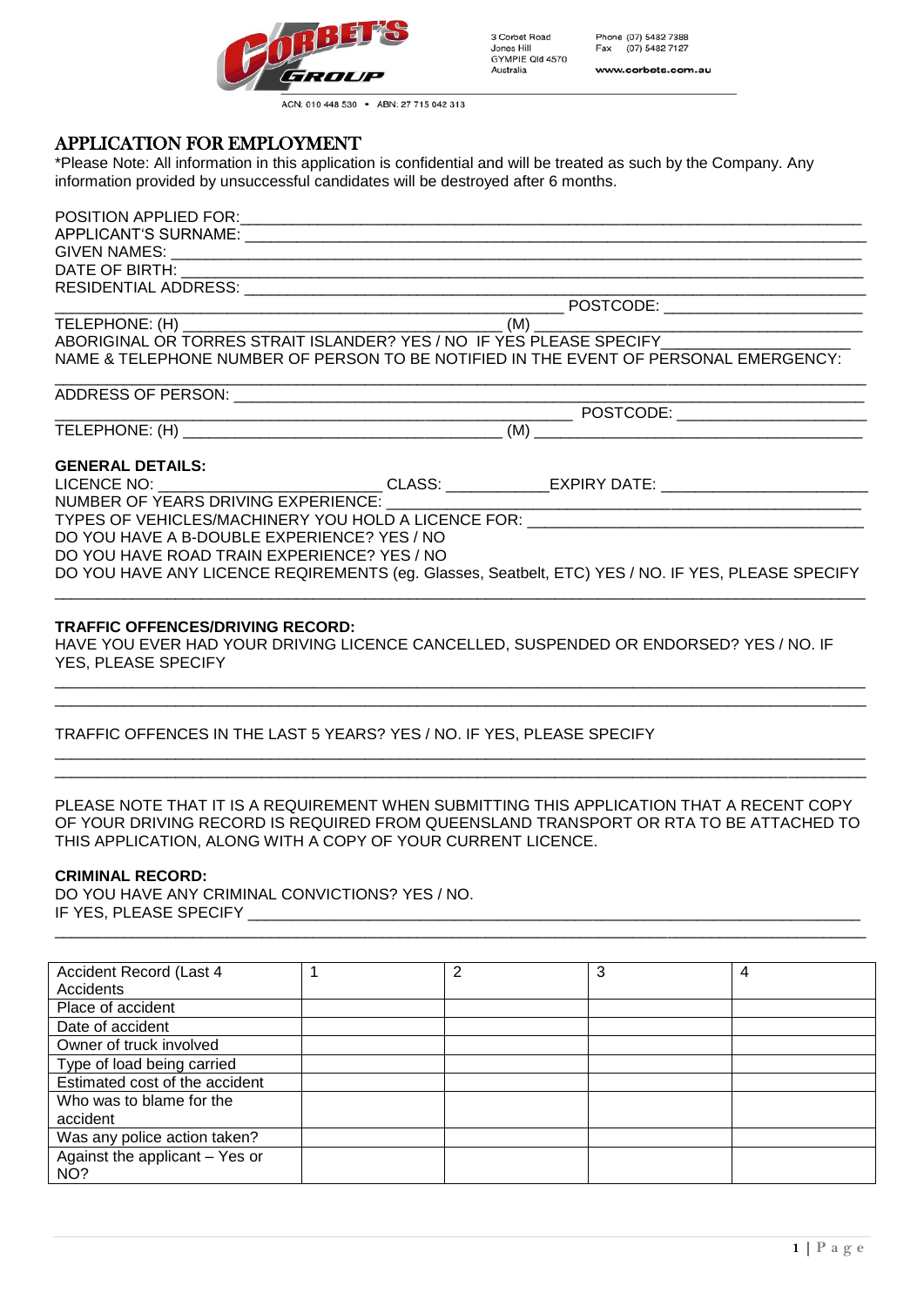CORBET'S GROUP

3 Corbet Road
Jones Hill
GYMPIE Qld 4570
Australia

Phone (07) 5482 7388
Fax (07) 5482 7127

www.corbets.com.au

ACN: 010 448 530 • ABN: 27 715 042 313

# APPLICATION FOR EMPLOYMENT

*Please Note: All information in this application is confidential and will be treated as such by the Company. Any information provided by unsuccessful candidates will be destroyed after 6 months.

POSITION APPLIED FOR:___________________________________________________________________________
APPLICANT'S SURNAME: ___________________________________________________________________________
GIVEN NAMES: ___________________________________________________________________________
DATE OF BIRTH: ___________________________________________________________________________
RESIDENTIAL ADDRESS: ___________________________________________________________________________
_______________________________________________ POSTCODE: ______________________
TELEPHONE: (H) ___________________________________ (M) ___________________________________
ABORIGINAL OR TORRES STRAIT ISLANDER? YES / NO IF YES PLEASE SPECIFY_____________________
NAME & TELEPHONE NUMBER OF PERSON TO BE NOTIFIED IN THE EVENT OF PERSONAL EMERGENCY:
___________________________________________________________________________
ADDRESS OF PERSON: ___________________________________________________________________________
_______________________________________________ POSTCODE: ______________________
TELEPHONE: (H) ___________________________________ (M) ___________________________________

**GENERAL DETAILS:**

LICENCE NO: _________________________ CLASS: ___________EXPIRY DATE: _______________________
NUMBER OF YEARS DRIVING EXPERIENCE: _____________________________________________________
TYPES OF VEHICLES/MACHINERY YOU HOLD A LICENCE FOR: ______________________________________
DO YOU HAVE A B-DOUBLE EXPERIENCE? YES / NO
DO YOU HAVE ROAD TRAIN EXPERIENCE? YES / NO
DO YOU HAVE ANY LICENCE REQIREMENTS (eg. Glasses, Seatbelt, ETC) YES / NO. IF YES, PLEASE SPECIFY
___________________________________________________________________________

**TRAFFIC OFFENCES/DRIVING RECORD:**

HAVE YOU EVER HAD YOUR DRIVING LICENCE CANCELLED, SUSPENDED OR ENDORSED? YES / NO. IF YES, PLEASE SPECIFY
___________________________________________________________________________
___________________________________________________________________________

TRAFFIC OFFENCES IN THE LAST 5 YEARS? YES / NO. IF YES, PLEASE SPECIFY
___________________________________________________________________________
___________________________________________________________________________

PLEASE NOTE THAT IT IS A REQUIREMENT WHEN SUBMITTING THIS APPLICATION THAT A RECENT COPY OF YOUR DRIVING RECORD IS REQUIRED FROM QUEENSLAND TRANSPORT OR RTA TO BE ATTACHED TO THIS APPLICATION, ALONG WITH A COPY OF YOUR CURRENT LICENCE.

**CRIMINAL RECORD:**

DO YOU HAVE ANY CRIMINAL CONVICTIONS? YES / NO.
IF YES, PLEASE SPECIFY ___________________________________________________________________________
___________________________________________________________________________

| Accident Record (Last 4 Accidents | 1 | 2 | 3 | 4 |
|---|---|---|---|---|
| Place of accident | | | | |
| Date of accident | | | | |
| Owner of truck involved | | | | |
| Type of load being carried | | | | |
| Estimated cost of the accident | | | | |
| Who was to blame for the accident | | | | |
| Was any police action taken? | | | | |
| Against the applicant – Yes or NO? | | | | |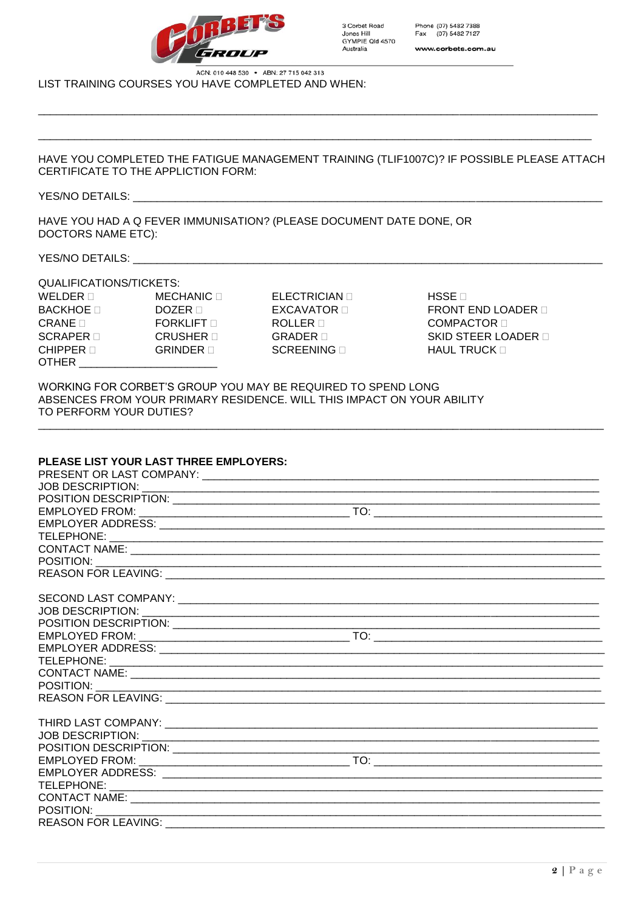LIST TRAINING COURSES YOU HAVE COMPLETED AND WHEN:

___________________________________________________________________________________________

___________________________________________________________________________________________

HAVE YOU COMPLETED THE FATIGUE MANAGEMENT TRAINING (TLIF1007C)? IF POSSIBLE PLEASE ATTACH CERTIFICATE TO THE APPLICTION FORM:

YES/NO DETAILS: ___________________________________________________________________________

HAVE YOU HAD A Q FEVER IMMUNISATION? (PLEASE DOCUMENT DATE DONE, OR DOCTORS NAME ETC):

YES/NO DETAILS: ___________________________________________________________________________

QUALIFICATIONS/TICKETS:

| | | | |
|---|---|---|---|
| WELDER ☐ | MECHANIC ☐ | ELECTRICIAN ☐ | HSSE ☐ |
| BACKHOE ☐ | DOZER ☐ | EXCAVATOR ☐ | FRONT END LOADER ☐ |
| CRANE ☐ | FORKLIFT ☐ | ROLLER ☐ | COMPACTOR ☐ |
| SCRAPER ☐ | CRUSHER ☐ | GRADER ☐ | SKID STEER LOADER ☐ |
| CHIPPER ☐ | GRINDER ☐ | SCREENING ☐ | HAUL TRUCK ☐ |

OTHER ______________________

WORKING FOR CORBET'S GROUP YOU MAY BE REQUIRED TO SPEND LONG ABSENCES FROM YOUR PRIMARY RESIDENCE. WILL THIS IMPACT ON YOUR ABILITY TO PERFORM YOUR DUTIES?

___________________________________________________________________________________________

**PLEASE LIST YOUR LAST THREE EMPLOYERS:**

PRESENT OR LAST COMPANY: ______________________________________________________________
JOB DESCRIPTION: _____________________________________________________________________
POSITION DESCRIPTION: _________________________________________________________________
EMPLOYED FROM: ________________________________ TO: __________________________________
EMPLOYER ADDRESS: ___________________________________________________________________
TELEPHONE: _________________________________________________________________________
CONTACT NAME: ______________________________________________________________________
POSITION: ___________________________________________________________________________
REASON FOR LEAVING: _________________________________________________________________

SECOND LAST COMPANY: ________________________________________________________________
JOB DESCRIPTION: _____________________________________________________________________
POSITION DESCRIPTION: _________________________________________________________________
EMPLOYED FROM: ________________________________ TO: __________________________________
EMPLOYER ADDRESS: ___________________________________________________________________
TELEPHONE: _________________________________________________________________________
CONTACT NAME: ______________________________________________________________________
POSITION: ___________________________________________________________________________
REASON FOR LEAVING: _________________________________________________________________

THIRD LAST COMPANY: __________________________________________________________________
JOB DESCRIPTION: _____________________________________________________________________
POSITION DESCRIPTION: _________________________________________________________________
EMPLOYED FROM: ________________________________ TO: __________________________________
EMPLOYER ADDRESS: ___________________________________________________________________
TELEPHONE: _________________________________________________________________________
CONTACT NAME: ______________________________________________________________________
POSITION: ___________________________________________________________________________
REASON FOR LEAVING: _________________________________________________________________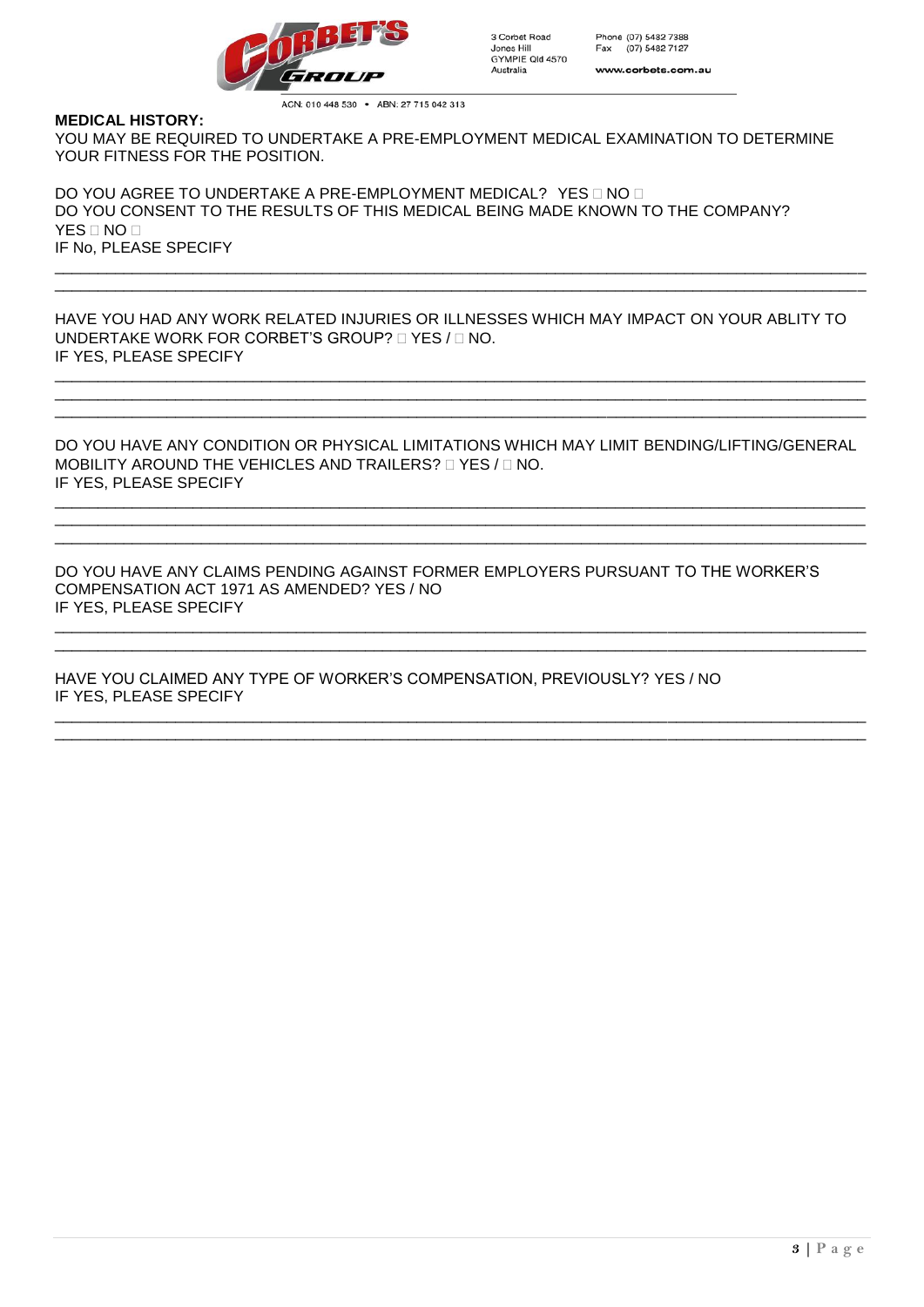**MEDICAL HISTORY:**

YOU MAY BE REQUIRED TO UNDERTAKE A PRE-EMPLOYMENT MEDICAL EXAMINATION TO DETERMINE YOUR FITNESS FOR THE POSITION.

DO YOU AGREE TO UNDERTAKE A PRE-EMPLOYMENT MEDICAL? YES ☐ NO ☐

DO YOU CONSENT TO THE RESULTS OF THIS MEDICAL BEING MADE KNOWN TO THE COMPANY? YES ☐ NO ☐

IF No, PLEASE SPECIFY

\_\_\_\_\_\_\_\_\_\_\_\_\_\_\_\_\_\_\_\_\_\_\_\_\_\_\_\_\_\_\_\_\_\_\_\_\_\_\_\_\_\_\_\_\_\_\_\_\_\_\_\_\_\_\_\_\_\_\_\_\_\_\_\_\_\_\_\_\_\_\_\_\_\_\_\_\_\_

\_\_\_\_\_\_\_\_\_\_\_\_\_\_\_\_\_\_\_\_\_\_\_\_\_\_\_\_\_\_\_\_\_\_\_\_\_\_\_\_\_\_\_\_\_\_\_\_\_\_\_\_\_\_\_\_\_\_\_\_\_\_\_\_\_\_\_\_\_\_\_\_\_\_\_\_\_\_

HAVE YOU HAD ANY WORK RELATED INJURIES OR ILLNESSES WHICH MAY IMPACT ON YOUR ABLITY TO UNDERTAKE WORK FOR CORBET'S GROUP? ☐ YES / ☐ NO.

IF YES, PLEASE SPECIFY

\_\_\_\_\_\_\_\_\_\_\_\_\_\_\_\_\_\_\_\_\_\_\_\_\_\_\_\_\_\_\_\_\_\_\_\_\_\_\_\_\_\_\_\_\_\_\_\_\_\_\_\_\_\_\_\_\_\_\_\_\_\_\_\_\_\_\_\_\_\_\_\_\_\_\_\_\_\_

\_\_\_\_\_\_\_\_\_\_\_\_\_\_\_\_\_\_\_\_\_\_\_\_\_\_\_\_\_\_\_\_\_\_\_\_\_\_\_\_\_\_\_\_\_\_\_\_\_\_\_\_\_\_\_\_\_\_\_\_\_\_\_\_\_\_\_\_\_\_\_\_\_\_\_\_\_\_

\_\_\_\_\_\_\_\_\_\_\_\_\_\_\_\_\_\_\_\_\_\_\_\_\_\_\_\_\_\_\_\_\_\_\_\_\_\_\_\_\_\_\_\_\_\_\_\_\_\_\_\_\_\_\_\_\_\_\_\_\_\_\_\_\_\_\_\_\_\_\_\_\_\_\_\_\_\_

DO YOU HAVE ANY CONDITION OR PHYSICAL LIMITATIONS WHICH MAY LIMIT BENDING/LIFTING/GENERAL MOBILITY AROUND THE VEHICLES AND TRAILERS? ☐ YES / ☐ NO.

IF YES, PLEASE SPECIFY

\_\_\_\_\_\_\_\_\_\_\_\_\_\_\_\_\_\_\_\_\_\_\_\_\_\_\_\_\_\_\_\_\_\_\_\_\_\_\_\_\_\_\_\_\_\_\_\_\_\_\_\_\_\_\_\_\_\_\_\_\_\_\_\_\_\_\_\_\_\_\_\_\_\_\_\_\_\_

\_\_\_\_\_\_\_\_\_\_\_\_\_\_\_\_\_\_\_\_\_\_\_\_\_\_\_\_\_\_\_\_\_\_\_\_\_\_\_\_\_\_\_\_\_\_\_\_\_\_\_\_\_\_\_\_\_\_\_\_\_\_\_\_\_\_\_\_\_\_\_\_\_\_\_\_\_\_

\_\_\_\_\_\_\_\_\_\_\_\_\_\_\_\_\_\_\_\_\_\_\_\_\_\_\_\_\_\_\_\_\_\_\_\_\_\_\_\_\_\_\_\_\_\_\_\_\_\_\_\_\_\_\_\_\_\_\_\_\_\_\_\_\_\_\_\_\_\_\_\_\_\_\_\_\_\_

DO YOU HAVE ANY CLAIMS PENDING AGAINST FORMER EMPLOYERS PURSUANT TO THE WORKER'S COMPENSATION ACT 1971 AS AMENDED? YES / NO

IF YES, PLEASE SPECIFY

\_\_\_\_\_\_\_\_\_\_\_\_\_\_\_\_\_\_\_\_\_\_\_\_\_\_\_\_\_\_\_\_\_\_\_\_\_\_\_\_\_\_\_\_\_\_\_\_\_\_\_\_\_\_\_\_\_\_\_\_\_\_\_\_\_\_\_\_\_\_\_\_\_\_\_\_\_\_

\_\_\_\_\_\_\_\_\_\_\_\_\_\_\_\_\_\_\_\_\_\_\_\_\_\_\_\_\_\_\_\_\_\_\_\_\_\_\_\_\_\_\_\_\_\_\_\_\_\_\_\_\_\_\_\_\_\_\_\_\_\_\_\_\_\_\_\_\_\_\_\_\_\_\_\_\_\_

HAVE YOU CLAIMED ANY TYPE OF WORKER'S COMPENSATION, PREVIOUSLY? YES / NO

IF YES, PLEASE SPECIFY

\_\_\_\_\_\_\_\_\_\_\_\_\_\_\_\_\_\_\_\_\_\_\_\_\_\_\_\_\_\_\_\_\_\_\_\_\_\_\_\_\_\_\_\_\_\_\_\_\_\_\_\_\_\_\_\_\_\_\_\_\_\_\_\_\_\_\_\_\_\_\_\_\_\_\_\_\_\_

\_\_\_\_\_\_\_\_\_\_\_\_\_\_\_\_\_\_\_\_\_\_\_\_\_\_\_\_\_\_\_\_\_\_\_\_\_\_\_\_\_\_\_\_\_\_\_\_\_\_\_\_\_\_\_\_\_\_\_\_\_\_\_\_\_\_\_\_\_\_\_\_\_\_\_\_\_\_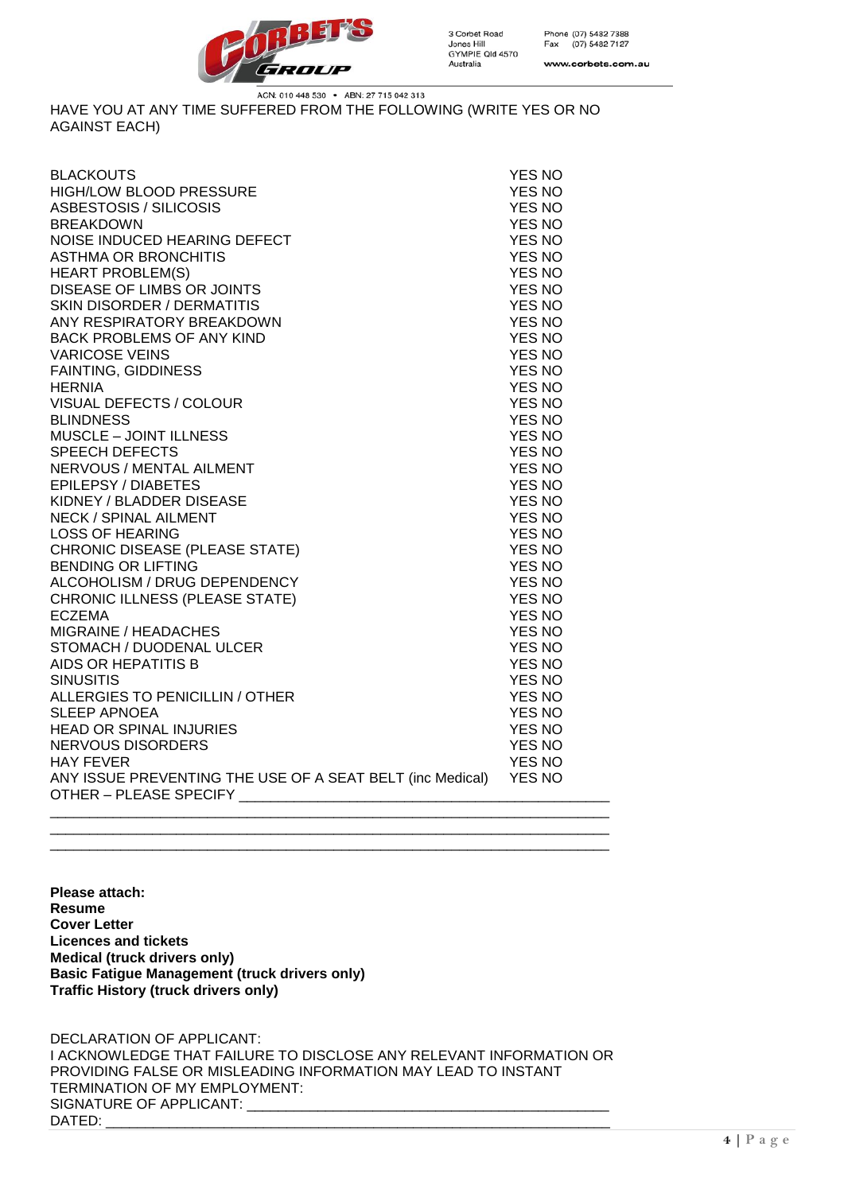HAVE YOU AT ANY TIME SUFFERED FROM THE FOLLOWING (WRITE YES OR NO AGAINST EACH)

| | |
|---|---|
| BLACKOUTS | YES NO |
| HIGH/LOW BLOOD PRESSURE | YES NO |
| ASBESTOSIS / SILICOSIS | YES NO |
| BREAKDOWN | YES NO |
| NOISE INDUCED HEARING DEFECT | YES NO |
| ASTHMA OR BRONCHITIS | YES NO |
| HEART PROBLEM(S) | YES NO |
| DISEASE OF LIMBS OR JOINTS | YES NO |
| SKIN DISORDER / DERMATITIS | YES NO |
| ANY RESPIRATORY BREAKDOWN | YES NO |
| BACK PROBLEMS OF ANY KIND | YES NO |
| VARICOSE VEINS | YES NO |
| FAINTING, GIDDINESS | YES NO |
| HERNIA | YES NO |
| VISUAL DEFECTS / COLOUR | YES NO |
| BLINDNESS | YES NO |
| MUSCLE – JOINT ILLNESS | YES NO |
| SPEECH DEFECTS | YES NO |
| NERVOUS / MENTAL AILMENT | YES NO |
| EPILEPSY / DIABETES | YES NO |
| KIDNEY / BLADDER DISEASE | YES NO |
| NECK / SPINAL AILMENT | YES NO |
| LOSS OF HEARING | YES NO |
| CHRONIC DISEASE (PLEASE STATE) | YES NO |
| BENDING OR LIFTING | YES NO |
| ALCOHOLISM / DRUG DEPENDENCY | YES NO |
| CHRONIC ILLNESS (PLEASE STATE) | YES NO |
| ECZEMA | YES NO |
| MIGRAINE / HEADACHES | YES NO |
| STOMACH / DUODENAL ULCER | YES NO |
| AIDS OR HEPATITIS B | YES NO |
| SINUSITIS | YES NO |
| ALLERGIES TO PENICILLIN / OTHER | YES NO |
| SLEEP APNOEA | YES NO |
| HEAD OR SPINAL INJURIES | YES NO |
| NERVOUS DISORDERS | YES NO |
| HAY FEVER | YES NO |
| ANY ISSUE PREVENTING THE USE OF A SEAT BELT (inc Medical) | YES NO |

OTHER – PLEASE SPECIFY ______________________________________________

______________________________________________________________________

______________________________________________________________________

______________________________________________________________________

**Please attach:**
**Resume**
**Cover Letter**
**Licences and tickets**
**Medical (truck drivers only)**
**Basic Fatigue Management (truck drivers only)**
**Traffic History (truck drivers only)**

DECLARATION OF APPLICANT:
I ACKNOWLEDGE THAT FAILURE TO DISCLOSE ANY RELEVANT INFORMATION OR PROVIDING FALSE OR MISLEADING INFORMATION MAY LEAD TO INSTANT TERMINATION OF MY EMPLOYMENT:

SIGNATURE OF APPLICANT: ____________________________________________

DATED: _______________________________________________________________